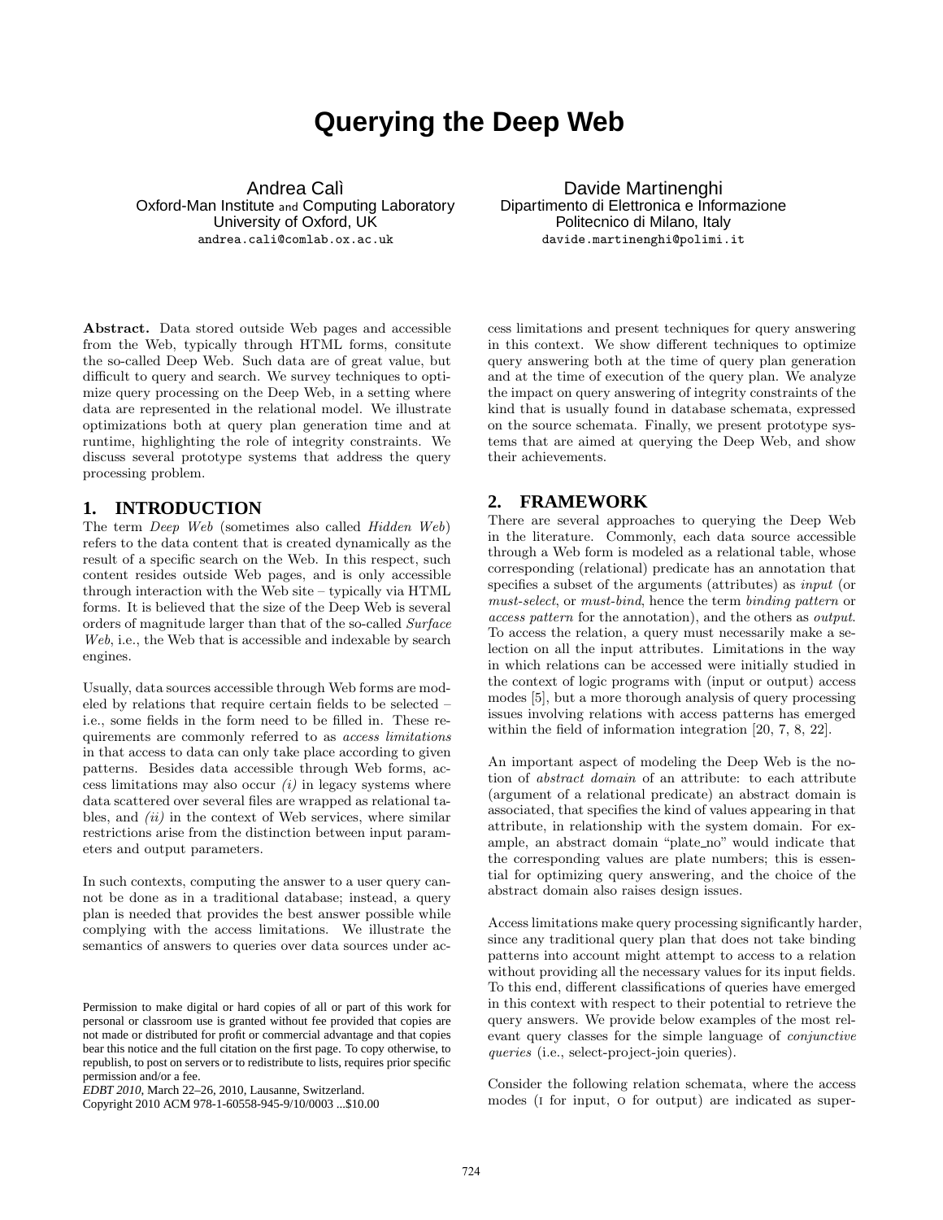# Querying the Deep Web

Andrea Calì
Oxford-Man Institute and Computing Laboratory
University of Oxford, UK
andrea.cali@comlab.ox.ac.uk

Davide Martinenghi
Dipartimento di Elettronica e Informazione
Politecnico di Milano, Italy
davide.martinenghi@polimi.it

**Abstract.** Data stored outside Web pages and accessible from the Web, typically through HTML forms, consitute the so-called Deep Web. Such data are of great value, but difficult to query and search. We survey techniques to optimize query processing on the Deep Web, in a setting where data are represented in the relational model. We illustrate optimizations both at query plan generation time and at runtime, highlighting the role of integrity constraints. We discuss several prototype systems that address the query processing problem.

## 1. INTRODUCTION

The term *Deep Web* (sometimes also called *Hidden Web*) refers to the data content that is created dynamically as the result of a specific search on the Web. In this respect, such content resides outside Web pages, and is only accessible through interaction with the Web site – typically via HTML forms. It is believed that the size of the Deep Web is several orders of magnitude larger than that of the so-called *Surface Web*, i.e., the Web that is accessible and indexable by search engines.

Usually, data sources accessible through Web forms are modeled by relations that require certain fields to be selected – i.e., some fields in the form need to be filled in. These requirements are commonly referred to as *access limitations* in that access to data can only take place according to given patterns. Besides data accessible through Web forms, access limitations may also occur *(i)* in legacy systems where data scattered over several files are wrapped as relational tables, and *(ii)* in the context of Web services, where similar restrictions arise from the distinction between input parameters and output parameters.

In such contexts, computing the answer to a user query cannot be done as in a traditional database; instead, a query plan is needed that provides the best answer possible while complying with the access limitations. We illustrate the semantics of answers to queries over data sources under access limitations and present techniques for query answering in this context. We show different techniques to optimize query answering both at the time of query plan generation and at the time of execution of the query plan. We analyze the impact on query answering of integrity constraints of the kind that is usually found in database schemata, expressed on the source schemata. Finally, we present prototype systems that are aimed at querying the Deep Web, and show their achievements.

Permission to make digital or hard copies of all or part of this work for personal or classroom use is granted without fee provided that copies are not made or distributed for profit or commercial advantage and that copies bear this notice and the full citation on the first page. To copy otherwise, to republish, to post on servers or to redistribute to lists, requires prior specific permission and/or a fee.
*EDBT 2010*, March 22–26, 2010, Lausanne, Switzerland.
Copyright 2010 ACM 978-1-60558-945-9/10/0003 ...$10.00

## 2. FRAMEWORK

There are several approaches to querying the Deep Web in the literature. Commonly, each data source accessible through a Web form is modeled as a relational table, whose corresponding (relational) predicate has an annotation that specifies a subset of the arguments (attributes) as *input* (or *must-select*, or *must-bind*, hence the term *binding pattern* or *access pattern* for the annotation), and the others as *output*. To access the relation, a query must necessarily make a selection on all the input attributes. Limitations in the way in which relations can be accessed were initially studied in the context of logic programs with (input or output) access modes [5], but a more thorough analysis of query processing issues involving relations with access patterns has emerged within the field of information integration [20, 7, 8, 22].

An important aspect of modeling the Deep Web is the notion of *abstract domain* of an attribute: to each attribute (argument of a relational predicate) an abstract domain is associated, that specifies the kind of values appearing in that attribute, in relationship with the system domain. For example, an abstract domain "plate_no" would indicate that the corresponding values are plate numbers; this is essential for optimizing query answering, and the choice of the abstract domain also raises design issues.

Access limitations make query processing significantly harder, since any traditional query plan that does not take binding patterns into account might attempt to access to a relation without providing all the necessary values for its input fields. To this end, different classifications of queries have emerged in this context with respect to their potential to retrieve the query answers. We provide below examples of the most relevant query classes for the simple language of *conjunctive queries* (i.e., select-project-join queries).

Consider the following relation schemata, where the access modes (I for input, O for output) are indicated as super-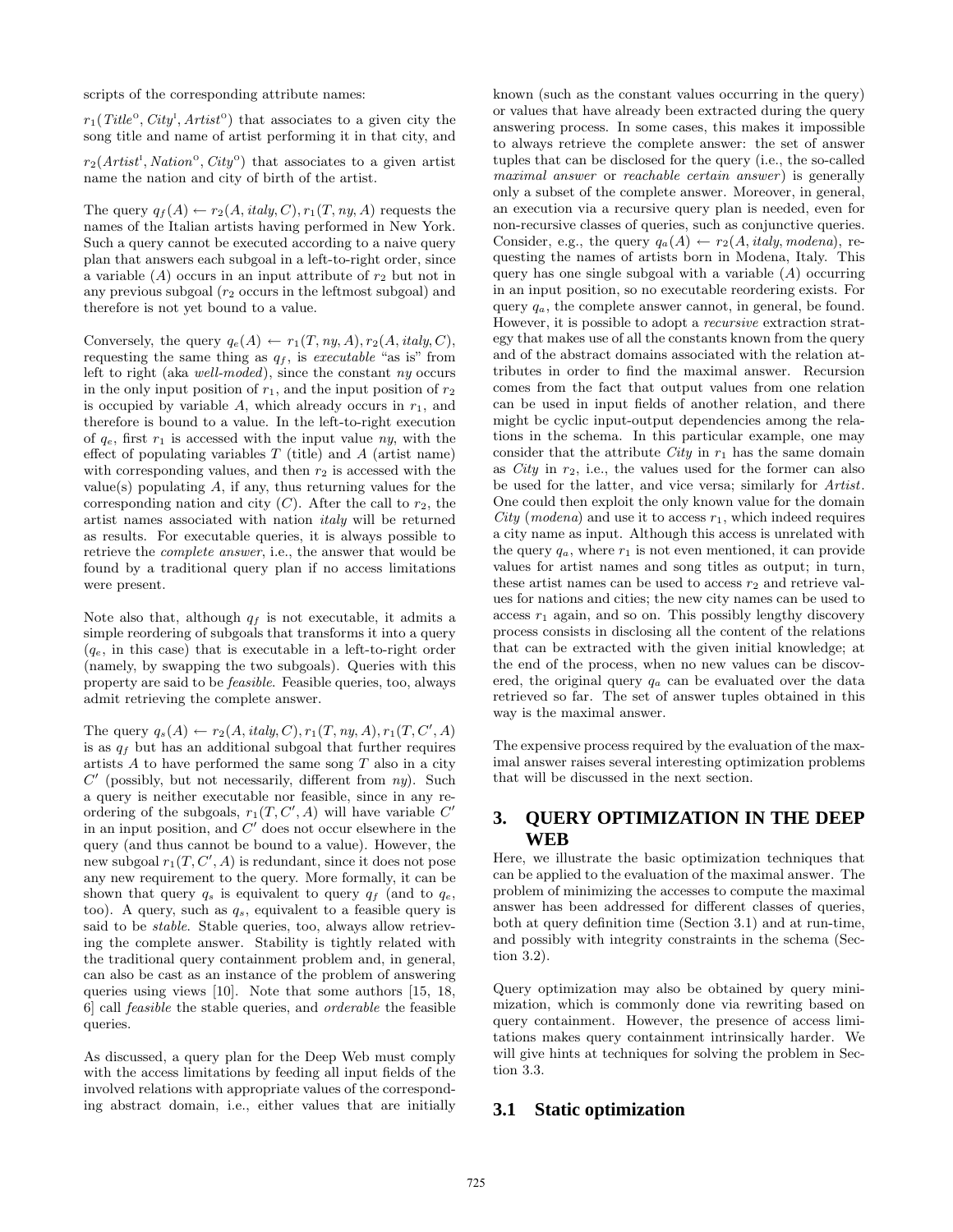scripts of the corresponding attribute names:

$r_1(\mathit{Title}^{\mathrm{o}}, \mathit{City}^{\mathrm{I}}, \mathit{Artist}^{\mathrm{o}})$ that associates to a given city the song title and name of artist performing it in that city, and

$r_2(\mathit{Artist}^{\mathrm{I}}, \mathit{Nation}^{\mathrm{o}}, \mathit{City}^{\mathrm{o}})$ that associates to a given artist name the nation and city of birth of the artist.

The query $q_f(A) \leftarrow r_2(A, \mathit{italy}, C), r_1(T, \mathit{ny}, A)$ requests the names of the Italian artists having performed in New York. Such a query cannot be executed according to a naive query plan that answers each subgoal in a left-to-right order, since a variable ($A$) occurs in an input attribute of $r_2$ but not in any previous subgoal ($r_2$ occurs in the leftmost subgoal) and therefore is not yet bound to a value.

Conversely, the query $q_e(A) \leftarrow r_1(T, \mathit{ny}, A), r_2(A, \mathit{italy}, C)$, requesting the same thing as $q_f$, is *executable* "as is" from left to right (aka *well-moded*), since the constant *ny* occurs in the only input position of $r_1$, and the input position of $r_2$ is occupied by variable $A$, which already occurs in $r_1$, and therefore is bound to a value. In the left-to-right execution of $q_e$, first $r_1$ is accessed with the input value *ny*, with the effect of populating variables $T$ (title) and $A$ (artist name) with corresponding values, and then $r_2$ is accessed with the value(s) populating $A$, if any, thus returning values for the corresponding nation and city ($C$). After the call to $r_2$, the artist names associated with nation *italy* will be returned as results. For executable queries, it is always possible to retrieve the *complete answer*, i.e., the answer that would be found by a traditional query plan if no access limitations were present.

Note also that, although $q_f$ is not executable, it admits a simple reordering of subgoals that transforms it into a query ($q_e$, in this case) that is executable in a left-to-right order (namely, by swapping the two subgoals). Queries with this property are said to be *feasible*. Feasible queries, too, always admit retrieving the complete answer.

The query $q_s(A) \leftarrow r_2(A, \mathit{italy}, C), r_1(T, \mathit{ny}, A), r_1(T, C', A)$ is as $q_f$ but has an additional subgoal that further requires artists $A$ to have performed the same song $T$ also in a city $C'$ (possibly, but not necessarily, different from *ny*). Such a query is neither executable nor feasible, since in any reordering of the subgoals, $r_1(T, C', A)$ will have variable $C'$ in an input position, and $C'$ does not occur elsewhere in the query (and thus cannot be bound to a value). However, the new subgoal $r_1(T, C', A)$ is redundant, since it does not pose any new requirement to the query. More formally, it can be shown that query $q_s$ is equivalent to query $q_f$ (and to $q_e$, too). A query, such as $q_s$, equivalent to a feasible query is said to be *stable*. Stable queries, too, always allow retrieving the complete answer. Stability is tightly related with the traditional query containment problem and, in general, can also be cast as an instance of the problem of answering queries using views [10]. Note that some authors [15, 18, 6] call *feasible* the stable queries, and *orderable* the feasible queries.

As discussed, a query plan for the Deep Web must comply with the access limitations by feeding all input fields of the involved relations with appropriate values of the corresponding abstract domain, i.e., either values that are initially known (such as the constant values occurring in the query) or values that have already been extracted during the query answering process. In some cases, this makes it impossible to always retrieve the complete answer: the set of answer tuples that can be disclosed for the query (i.e., the so-called *maximal answer* or *reachable certain answer*) is generally only a subset of the complete answer. Moreover, in general, an execution via a recursive query plan is needed, even for non-recursive classes of queries, such as conjunctive queries. Consider, e.g., the query $q_a(A) \leftarrow r_2(A, \mathit{italy}, \mathit{modena})$, requesting the names of artists born in Modena, Italy. This query has one single subgoal with a variable ($A$) occurring in an input position, so no executable reordering exists. For query $q_a$, the complete answer cannot, in general, be found. However, it is possible to adopt a *recursive* extraction strategy that makes use of all the constants known from the query and of the abstract domains associated with the relation attributes in order to find the maximal answer. Recursion comes from the fact that output values from one relation can be used in input fields of another relation, and there might be cyclic input-output dependencies among the relations in the schema. In this particular example, one may consider that the attribute *City* in $r_1$ has the same domain as *City* in $r_2$, i.e., the values used for the former can also be used for the latter, and vice versa; similarly for *Artist*. One could then exploit the only known value for the domain *City* (*modena*) and use it to access $r_1$, which indeed requires a city name as input. Although this access is unrelated with the query $q_a$, where $r_1$ is not even mentioned, it can provide values for artist names and song titles as output; in turn, these artist names can be used to access $r_2$ and retrieve values for nations and cities; the new city names can be used to access $r_1$ again, and so on. This possibly lengthy discovery process consists in disclosing all the content of the relations that can be extracted with the given initial knowledge; at the end of the process, when no new values can be discovered, the original query $q_a$ can be evaluated over the data retrieved so far. The set of answer tuples obtained in this way is the maximal answer.

The expensive process required by the evaluation of the maximal answer raises several interesting optimization problems that will be discussed in the next section.

## 3. QUERY OPTIMIZATION IN THE DEEP WEB

Here, we illustrate the basic optimization techniques that can be applied to the evaluation of the maximal answer. The problem of minimizing the accesses to compute the maximal answer has been addressed for different classes of queries, both at query definition time (Section 3.1) and at run-time, and possibly with integrity constraints in the schema (Section 3.2).

Query optimization may also be obtained by query minimization, which is commonly done via rewriting based on query containment. However, the presence of access limitations makes query containment intrinsically harder. We will give hints at techniques for solving the problem in Section 3.3.

### 3.1 Static optimization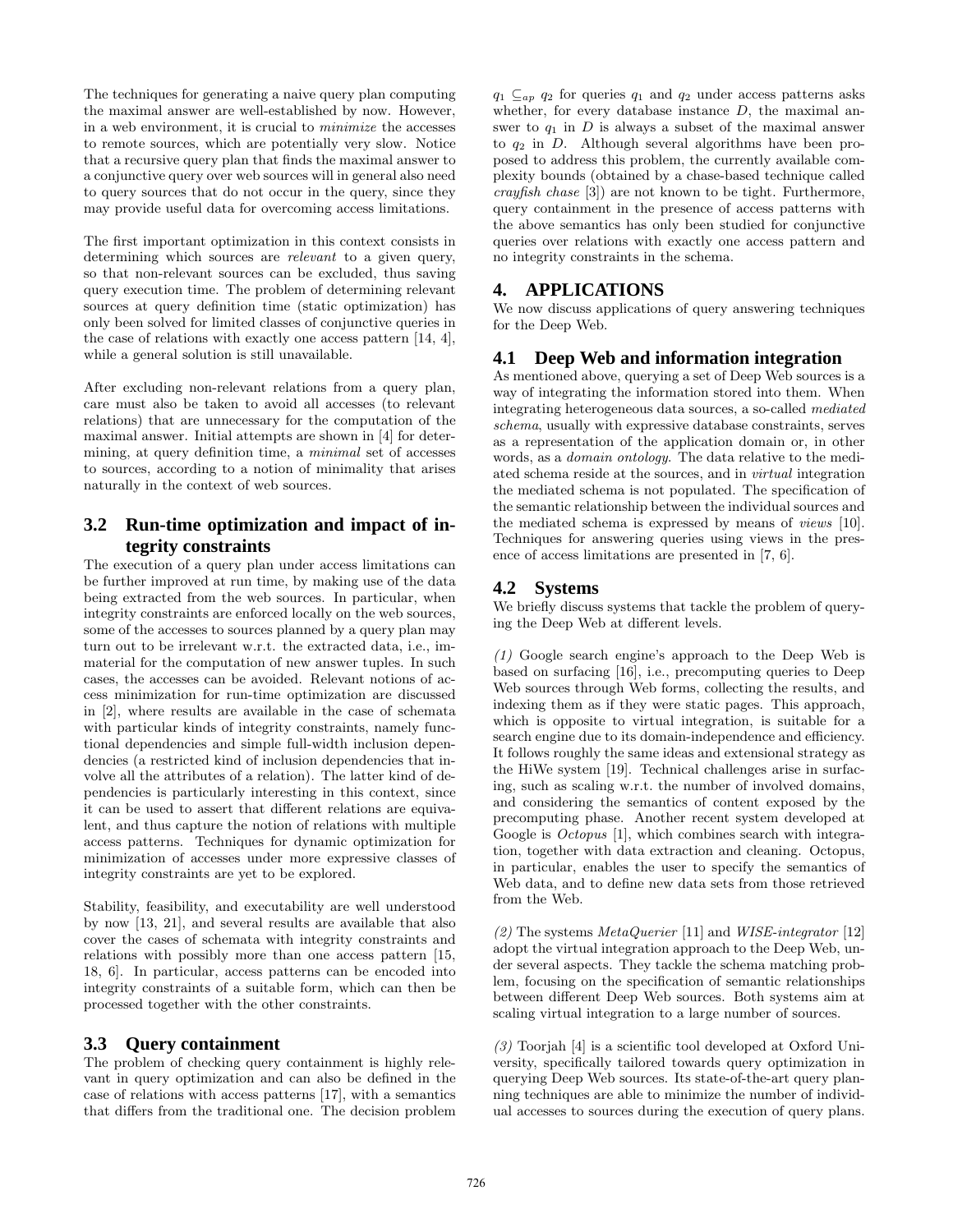The techniques for generating a naive query plan computing the maximal answer are well-established by now. However, in a web environment, it is crucial to *minimize* the accesses to remote sources, which are potentially very slow. Notice that a recursive query plan that finds the maximal answer to a conjunctive query over web sources will in general also need to query sources that do not occur in the query, since they may provide useful data for overcoming access limitations.

The first important optimization in this context consists in determining which sources are *relevant* to a given query, so that non-relevant sources can be excluded, thus saving query execution time. The problem of determining relevant sources at query definition time (static optimization) has only been solved for limited classes of conjunctive queries in the case of relations with exactly one access pattern [14, 4], while a general solution is still unavailable.

After excluding non-relevant relations from a query plan, care must also be taken to avoid all accesses (to relevant relations) that are unnecessary for the computation of the maximal answer. Initial attempts are shown in [4] for determining, at query definition time, a *minimal* set of accesses to sources, according to a notion of minimality that arises naturally in the context of web sources.

## 3.2 Run-time optimization and impact of integrity constraints

The execution of a query plan under access limitations can be further improved at run time, by making use of the data being extracted from the web sources. In particular, when integrity constraints are enforced locally on the web sources, some of the accesses to sources planned by a query plan may turn out to be irrelevant w.r.t. the extracted data, i.e., immaterial for the computation of new answer tuples. In such cases, the accesses can be avoided. Relevant notions of access minimization for run-time optimization are discussed in [2], where results are available in the case of schemata with particular kinds of integrity constraints, namely functional dependencies and simple full-width inclusion dependencies (a restricted kind of inclusion dependencies that involve all the attributes of a relation). The latter kind of dependencies is particularly interesting in this context, since it can be used to assert that different relations are equivalent, and thus capture the notion of relations with multiple access patterns. Techniques for dynamic optimization for minimization of accesses under more expressive classes of integrity constraints are yet to be explored.

Stability, feasibility, and executability are well understood by now [13, 21], and several results are available that also cover the cases of schemata with integrity constraints and relations with possibly more than one access pattern [15, 18, 6]. In particular, access patterns can be encoded into integrity constraints of a suitable form, which can then be processed together with the other constraints.

## 3.3 Query containment

The problem of checking query containment is highly relevant in query optimization and can also be defined in the case of relations with access patterns [17], with a semantics that differs from the traditional one. The decision problem $q_1 \subseteq_{ap} q_2$ for queries $q_1$ and $q_2$ under access patterns asks whether, for every database instance $D$, the maximal answer to $q_1$ in $D$ is always a subset of the maximal answer to $q_2$ in $D$. Although several algorithms have been proposed to address this problem, the currently available complexity bounds (obtained by a chase-based technique called *crayfish chase* [3]) are not known to be tight. Furthermore, query containment in the presence of access patterns with the above semantics has only been studied for conjunctive queries over relations with exactly one access pattern and no integrity constraints in the schema.

# 4. APPLICATIONS

We now discuss applications of query answering techniques for the Deep Web.

## 4.1 Deep Web and information integration

As mentioned above, querying a set of Deep Web sources is a way of integrating the information stored into them. When integrating heterogeneous data sources, a so-called *mediated schema*, usually with expressive database constraints, serves as a representation of the application domain or, in other words, as a *domain ontology*. The data relative to the mediated schema reside at the sources, and in *virtual* integration the mediated schema is not populated. The specification of the semantic relationship between the individual sources and the mediated schema is expressed by means of *views* [10]. Techniques for answering queries using views in the presence of access limitations are presented in [7, 6].

## 4.2 Systems

We briefly discuss systems that tackle the problem of querying the Deep Web at different levels.

*(1)* Google search engine's approach to the Deep Web is based on surfacing [16], i.e., precomputing queries to Deep Web sources through Web forms, collecting the results, and indexing them as if they were static pages. This approach, which is opposite to virtual integration, is suitable for a search engine due to its domain-independence and efficiency. It follows roughly the same ideas and extensional strategy as the HiWe system [19]. Technical challenges arise in surfacing, such as scaling w.r.t. the number of involved domains, and considering the semantics of content exposed by the precomputing phase. Another recent system developed at Google is *Octopus* [1], which combines search with integration, together with data extraction and cleaning. Octopus, in particular, enables the user to specify the semantics of Web data, and to define new data sets from those retrieved from the Web.

*(2)* The systems *MetaQuerier* [11] and *WISE-integrator* [12] adopt the virtual integration approach to the Deep Web, under several aspects. They tackle the schema matching problem, focusing on the specification of semantic relationships between different Deep Web sources. Both systems aim at scaling virtual integration to a large number of sources.

*(3)* Toorjah [4] is a scientific tool developed at Oxford University, specifically tailored towards query optimization in querying Deep Web sources. Its state-of-the-art query planning techniques are able to minimize the number of individual accesses to sources during the execution of query plans.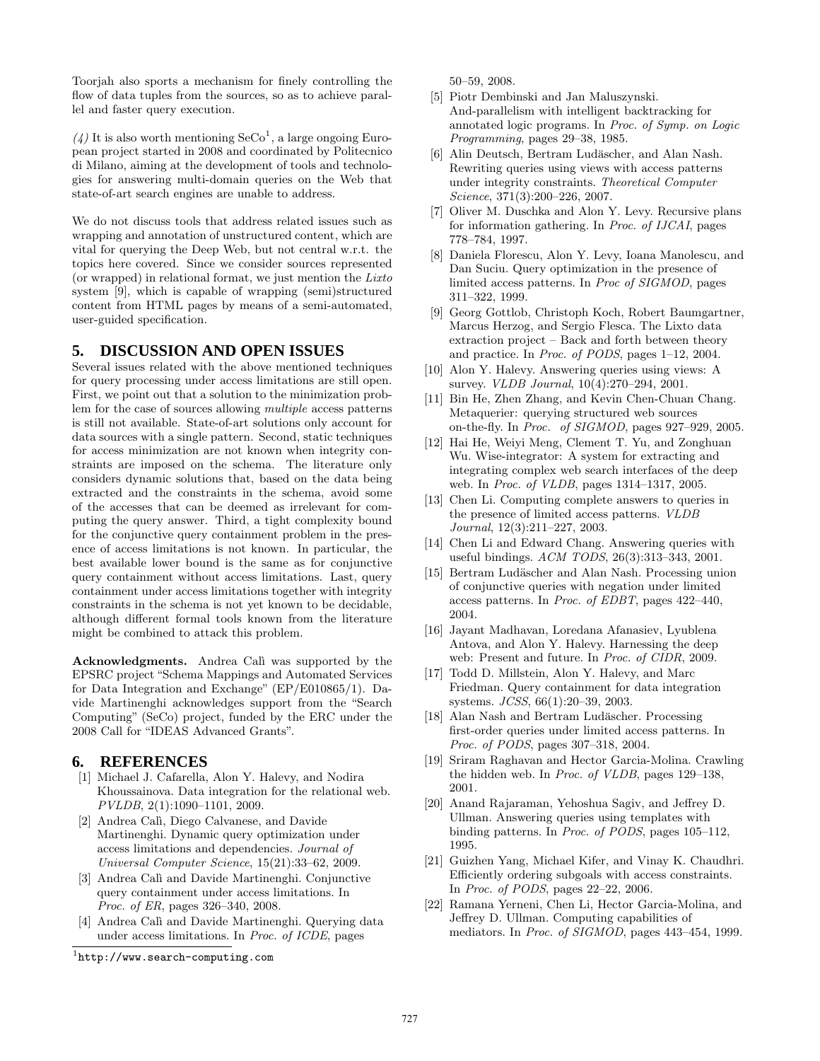Toorjah also sports a mechanism for finely controlling the flow of data tuples from the sources, so as to achieve parallel and faster query execution.

*(4)* It is also worth mentioning SeCo[1], a large ongoing European project started in 2008 and coordinated by Politecnico di Milano, aiming at the development of tools and technologies for answering multi-domain queries on the Web that state-of-art search engines are unable to address.

We do not discuss tools that address related issues such as wrapping and annotation of unstructured content, which are vital for querying the Deep Web, but not central w.r.t. the topics here covered. Since we consider sources represented (or wrapped) in relational format, we just mention the *Lixto* system [9], which is capable of wrapping (semi)structured content from HTML pages by means of a semi-automated, user-guided specification.

## 5. DISCUSSION AND OPEN ISSUES

Several issues related with the above mentioned techniques for query processing under access limitations are still open. First, we point out that a solution to the minimization problem for the case of sources allowing *multiple* access patterns is still not available. State-of-art solutions only account for data sources with a single pattern. Second, static techniques for access minimization are not known when integrity constraints are imposed on the schema. The literature only considers dynamic solutions that, based on the data being extracted and the constraints in the schema, avoid some of the accesses that can be deemed as irrelevant for computing the query answer. Third, a tight complexity bound for the conjunctive query containment problem in the presence of access limitations is not known. In particular, the best available lower bound is the same as for conjunctive query containment without access limitations. Last, query containment under access limitations together with integrity constraints in the schema is not yet known to be decidable, although different formal tools known from the literature might be combined to attack this problem.

**Acknowledgments.** Andrea Calì was supported by the EPSRC project "Schema Mappings and Automated Services for Data Integration and Exchange" (EP/E010865/1). Davide Martinenghi acknowledges support from the "Search Computing" (SeCo) project, funded by the ERC under the 2008 Call for "IDEAS Advanced Grants".

## 6. REFERENCES

[1] Michael J. Cafarella, Alon Y. Halevy, and Nodira Khoussainova. Data integration for the relational web. *PVLDB*, 2(1):1090–1101, 2009.

[2] Andrea Calì, Diego Calvanese, and Davide Martinenghi. Dynamic query optimization under access limitations and dependencies. *Journal of Universal Computer Science*, 15(21):33–62, 2009.

[3] Andrea Calì and Davide Martinenghi. Conjunctive query containment under access limitations. In *Proc. of ER*, pages 326–340, 2008.

[4] Andrea Calì and Davide Martinenghi. Querying data under access limitations. In *Proc. of ICDE*, pages 50–59, 2008.

[5] Piotr Dembinski and Jan Maluszynski. And-parallelism with intelligent backtracking for annotated logic programs. In *Proc. of Symp. on Logic Programming*, pages 29–38, 1985.

[6] Alin Deutsch, Bertram Ludäscher, and Alan Nash. Rewriting queries using views with access patterns under integrity constraints. *Theoretical Computer Science*, 371(3):200–226, 2007.

[7] Oliver M. Duschka and Alon Y. Levy. Recursive plans for information gathering. In *Proc. of IJCAI*, pages 778–784, 1997.

[8] Daniela Florescu, Alon Y. Levy, Ioana Manolescu, and Dan Suciu. Query optimization in the presence of limited access patterns. In *Proc of SIGMOD*, pages 311–322, 1999.

[9] Georg Gottlob, Christoph Koch, Robert Baumgartner, Marcus Herzog, and Sergio Flesca. The Lixto data extraction project – Back and forth between theory and practice. In *Proc. of PODS*, pages 1–12, 2004.

[10] Alon Y. Halevy. Answering queries using views: A survey. *VLDB Journal*, 10(4):270–294, 2001.

[11] Bin He, Zhen Zhang, and Kevin Chen-Chuan Chang. Metaquerier: querying structured web sources on-the-fly. In *Proc. of SIGMOD*, pages 927–929, 2005.

[12] Hai He, Weiyi Meng, Clement T. Yu, and Zonghuan Wu. Wise-integrator: A system for extracting and integrating complex web search interfaces of the deep web. In *Proc. of VLDB*, pages 1314–1317, 2005.

[13] Chen Li. Computing complete answers to queries in the presence of limited access patterns. *VLDB Journal*, 12(3):211–227, 2003.

[14] Chen Li and Edward Chang. Answering queries with useful bindings. *ACM TODS*, 26(3):313–343, 2001.

[15] Bertram Ludäscher and Alan Nash. Processing union of conjunctive queries with negation under limited access patterns. In *Proc. of EDBT*, pages 422–440, 2004.

[16] Jayant Madhavan, Loredana Afanasiev, Lyublena Antova, and Alon Y. Halevy. Harnessing the deep web: Present and future. In *Proc. of CIDR*, 2009.

[17] Todd D. Millstein, Alon Y. Halevy, and Marc Friedman. Query containment for data integration systems. *JCSS*, 66(1):20–39, 2003.

[18] Alan Nash and Bertram Ludäscher. Processing first-order queries under limited access patterns. In *Proc. of PODS*, pages 307–318, 2004.

[19] Sriram Raghavan and Hector Garcia-Molina. Crawling the hidden web. In *Proc. of VLDB*, pages 129–138, 2001.

[20] Anand Rajaraman, Yehoshua Sagiv, and Jeffrey D. Ullman. Answering queries using templates with binding patterns. In *Proc. of PODS*, pages 105–112, 1995.

[21] Guizhen Yang, Michael Kifer, and Vinay K. Chaudhri. Efficiently ordering subgoals with access constraints. In *Proc. of PODS*, pages 22–22, 2006.

[22] Ramana Yerneni, Chen Li, Hector Garcia-Molina, and Jeffrey D. Ullman. Computing capabilities of mediators. In *Proc. of SIGMOD*, pages 443–454, 1999.

[1] http://www.search-computing.com